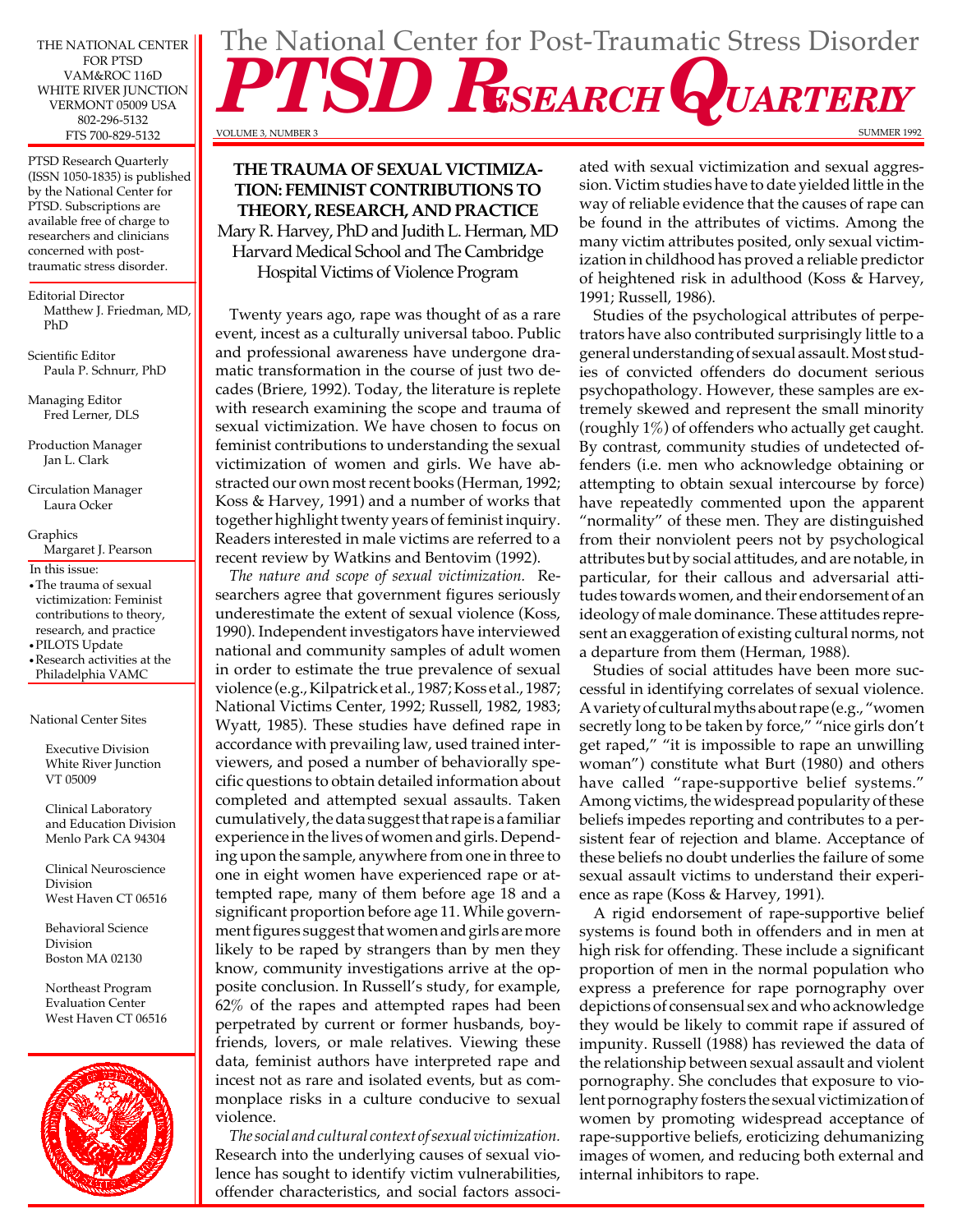# The National Center for Post-Traumatic Stress Disorder

# PTSD RESEARCH QUARTERLY

VOLUME 3, NUMBER 3 — SUMMER 1992

THE NATIONAL CENTER FOR PTSD
VAM&ROC 116D
WHITE RIVER JUNCTION
VERMONT 05009 USA
802-296-5132
FTS 700-829-5132

PTSD Research Quarterly (ISSN 1050-1835) is published by the National Center for PTSD. Subscriptions are available free of charge to researchers and clinicians concerned with post-traumatic stress disorder.

Editorial Director
Matthew J. Friedman, MD, PhD

Scientific Editor
Paula P. Schnurr, PhD

Managing Editor
Fred Lerner, DLS

Production Manager
Jan L. Clark

Circulation Manager
Laura Ocker

Graphics
Margaret J. Pearson

In this issue:
- The trauma of sexual victimization: Feminist contributions to theory, research, and practice
- PILOTS Update
- Research activities at the Philadelphia VAMC

National Center Sites

Executive Division
White River Junction
VT 05009

Clinical Laboratory and Education Division
Menlo Park CA 94304

Clinical Neuroscience Division
West Haven CT 06516

Behavioral Science Division
Boston MA 02130

Northeast Program Evaluation Center
West Haven CT 06516

## THE TRAUMA OF SEXUAL VICTIMIZATION: FEMINIST CONTRIBUTIONS TO THEORY, RESEARCH, AND PRACTICE

Mary R. Harvey, PhD and Judith L. Herman, MD
Harvard Medical School and The Cambridge Hospital Victims of Violence Program

Twenty years ago, rape was thought of as a rare event, incest as a culturally universal taboo. Public and professional awareness have undergone dramatic transformation in the course of just two decades (Briere, 1992). Today, the literature is replete with research examining the scope and trauma of sexual victimization. We have chosen to focus on feminist contributions to understanding the sexual victimization of women and girls. We have abstracted our own most recent books (Herman, 1992; Koss & Harvey, 1991) and a number of works that together highlight twenty years of feminist inquiry. Readers interested in male victims are referred to a recent review by Watkins and Bentovim (1992).

*The nature and scope of sexual victimization.* Researchers agree that government figures seriously underestimate the extent of sexual violence (Koss, 1990). Independent investigators have interviewed national and community samples of adult women in order to estimate the true prevalence of sexual violence (e.g., Kilpatrick et al., 1987; Koss et al., 1987; National Victims Center, 1992; Russell, 1982, 1983; Wyatt, 1985). These studies have defined rape in accordance with prevailing law, used trained interviewers, and posed a number of behaviorally specific questions to obtain detailed information about completed and attempted sexual assaults. Taken cumulatively, the data suggest that rape is a familiar experience in the lives of women and girls. Depending upon the sample, anywhere from one in three to one in eight women have experienced rape or attempted rape, many of them before age 18 and a significant proportion before age 11. While government figures suggest that women and girls are more likely to be raped by strangers than by men they know, community investigations arrive at the opposite conclusion. In Russell's study, for example, 62% of the rapes and attempted rapes had been perpetrated by current or former husbands, boyfriends, lovers, or male relatives. Viewing these data, feminist authors have interpreted rape and incest not as rare and isolated events, but as commonplace risks in a culture conducive to sexual violence.

*The social and cultural context of sexual victimization.* Research into the underlying causes of sexual violence has sought to identify victim vulnerabilities, offender characteristics, and social factors associated with sexual victimization and sexual aggression. Victim studies have to date yielded little in the way of reliable evidence that the causes of rape can be found in the attributes of victims. Among the many victim attributes posited, only sexual victimization in childhood has proved a reliable predictor of heightened risk in adulthood (Koss & Harvey, 1991; Russell, 1986).

Studies of the psychological attributes of perpetrators have also contributed surprisingly little to a general understanding of sexual assault. Most studies of convicted offenders do document serious psychopathology. However, these samples are extremely skewed and represent the small minority (roughly 1%) of offenders who actually get caught. By contrast, community studies of undetected offenders (i.e. men who acknowledge obtaining or attempting to obtain sexual intercourse by force) have repeatedly commented upon the apparent "normality" of these men. They are distinguished from their nonviolent peers not by psychological attributes but by social attitudes, and are notable, in particular, for their callous and adversarial attitudes towards women, and their endorsement of an ideology of male dominance. These attitudes represent an exaggeration of existing cultural norms, not a departure from them (Herman, 1988).

Studies of social attitudes have been more successful in identifying correlates of sexual violence. A variety of cultural myths about rape (e.g., "women secretly long to be taken by force," "nice girls don't get raped," "it is impossible to rape an unwilling woman") constitute what Burt (1980) and others have called "rape-supportive belief systems." Among victims, the widespread popularity of these beliefs impedes reporting and contributes to a persistent fear of rejection and blame. Acceptance of these beliefs no doubt underlies the failure of some sexual assault victims to understand their experience as rape (Koss & Harvey, 1991).

A rigid endorsement of rape-supportive belief systems is found both in offenders and in men at high risk for offending. These include a significant proportion of men in the normal population who express a preference for rape pornography over depictions of consensual sex and who acknowledge they would be likely to commit rape if assured of impunity. Russell (1988) has reviewed the data of the relationship between sexual assault and violent pornography. She concludes that exposure to violent pornography fosters the sexual victimization of women by promoting widespread acceptance of rape-supportive beliefs, eroticizing dehumanizing images of women, and reducing both external and internal inhibitors to rape.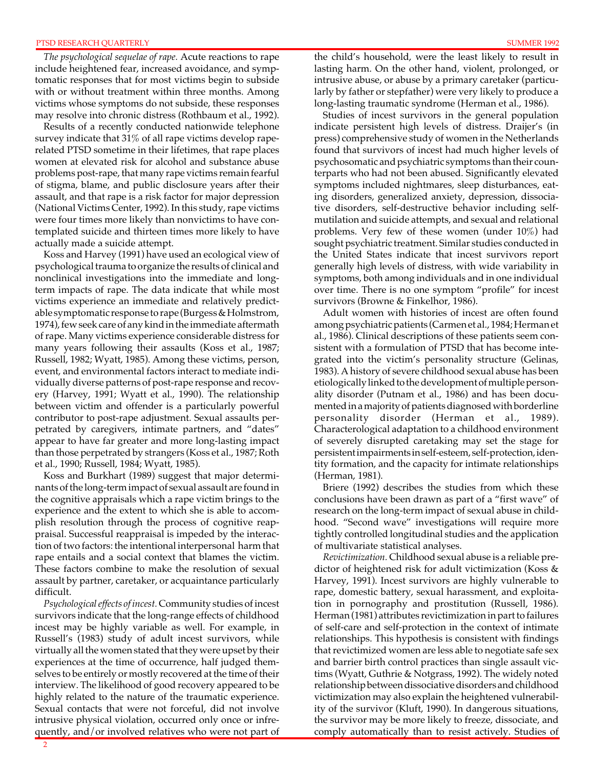*The psychological sequelae of rape.* Acute reactions to rape include heightened fear, increased avoidance, and symptomatic responses that for most victims begin to subside with or without treatment within three months. Among victims whose symptoms do not subside, these responses may resolve into chronic distress (Rothbaum et al., 1992).

Results of a recently conducted nationwide telephone survey indicate that 31% of all rape victims develop rape-related PTSD sometime in their lifetimes, that rape places women at elevated risk for alcohol and substance abuse problems post-rape, that many rape victims remain fearful of stigma, blame, and public disclosure years after their assault, and that rape is a risk factor for major depression (National Victims Center, 1992). In this study, rape victims were four times more likely than nonvictims to have contemplated suicide and thirteen times more likely to have actually made a suicide attempt.

Koss and Harvey (1991) have used an ecological view of psychological trauma to organize the results of clinical and nonclinical investigations into the immediate and long-term impacts of rape. The data indicate that while most victims experience an immediate and relatively predictable symptomatic response to rape (Burgess & Holmstrom, 1974), few seek care of any kind in the immediate aftermath of rape. Many victims experience considerable distress for many years following their assaults (Koss et al., 1987; Russell, 1982; Wyatt, 1985). Among these victims, person, event, and environmental factors interact to mediate individually diverse patterns of post-rape response and recovery (Harvey, 1991; Wyatt et al., 1990). The relationship between victim and offender is a particularly powerful contributor to post-rape adjustment. Sexual assaults perpetrated by caregivers, intimate partners, and "dates" appear to have far greater and more long-lasting impact than those perpetrated by strangers (Koss et al., 1987; Roth et al., 1990; Russell, 1984; Wyatt, 1985).

Koss and Burkhart (1989) suggest that major determinants of the long-term impact of sexual assault are found in the cognitive appraisals which a rape victim brings to the experience and the extent to which she is able to accomplish resolution through the process of cognitive reappraisal. Successful reappraisal is impeded by the interaction of two factors: the intentional interpersonal harm that rape entails and a social context that blames the victim. These factors combine to make the resolution of sexual assault by partner, caretaker, or acquaintance particularly difficult.

*Psychological effects of incest.* Community studies of incest survivors indicate that the long-range effects of childhood incest may be highly variable as well. For example, in Russell's (1983) study of adult incest survivors, while virtually all the women stated that they were upset by their experiences at the time of occurrence, half judged themselves to be entirely or mostly recovered at the time of their interview. The likelihood of good recovery appeared to be highly related to the nature of the traumatic experience. Sexual contacts that were not forceful, did not involve intrusive physical violation, occurred only once or infrequently, and/or involved relatives who were not part of the child's household, were the least likely to result in lasting harm. On the other hand, violent, prolonged, or intrusive abuse, or abuse by a primary caretaker (particularly by father or stepfather) were very likely to produce a long-lasting traumatic syndrome (Herman et al., 1986).

Studies of incest survivors in the general population indicate persistent high levels of distress. Draijer's (in press) comprehensive study of women in the Netherlands found that survivors of incest had much higher levels of psychosomatic and psychiatric symptoms than their counterparts who had not been abused. Significantly elevated symptoms included nightmares, sleep disturbances, eating disorders, generalized anxiety, depression, dissociative disorders, self-destructive behavior including self-mutilation and suicide attempts, and sexual and relational problems. Very few of these women (under 10%) had sought psychiatric treatment. Similar studies conducted in the United States indicate that incest survivors report generally high levels of distress, with wide variability in symptoms, both among individuals and in one individual over time. There is no one symptom "profile" for incest survivors (Browne & Finkelhor, 1986).

Adult women with histories of incest are often found among psychiatric patients (Carmen et al., 1984; Herman et al., 1986). Clinical descriptions of these patients seem consistent with a formulation of PTSD that has become integrated into the victim's personality structure (Gelinas, 1983). A history of severe childhood sexual abuse has been etiologically linked to the development of multiple personality disorder (Putnam et al., 1986) and has been documented in a majority of patients diagnosed with borderline personality disorder (Herman et al., 1989). Characterological adaptation to a childhood environment of severely disrupted caretaking may set the stage for persistent impairments in self-esteem, self-protection, identity formation, and the capacity for intimate relationships (Herman, 1981).

Briere (1992) describes the studies from which these conclusions have been drawn as part of a "first wave" of research on the long-term impact of sexual abuse in childhood. "Second wave" investigations will require more tightly controlled longitudinal studies and the application of multivariate statistical analyses.

*Revictimization.* Childhood sexual abuse is a reliable predictor of heightened risk for adult victimization (Koss & Harvey, 1991). Incest survivors are highly vulnerable to rape, domestic battery, sexual harassment, and exploitation in pornography and prostitution (Russell, 1986). Herman (1981) attributes revictimization in part to failures of self-care and self-protection in the context of intimate relationships. This hypothesis is consistent with findings that revictimized women are less able to negotiate safe sex and barrier birth control practices than single assault victims (Wyatt, Guthrie & Notgrass, 1992). The widely noted relationship between dissociative disorders and childhood victimization may also explain the heightened vulnerability of the survivor (Kluft, 1990). In dangerous situations, the survivor may be more likely to freeze, dissociate, and comply automatically than to resist actively. Studies of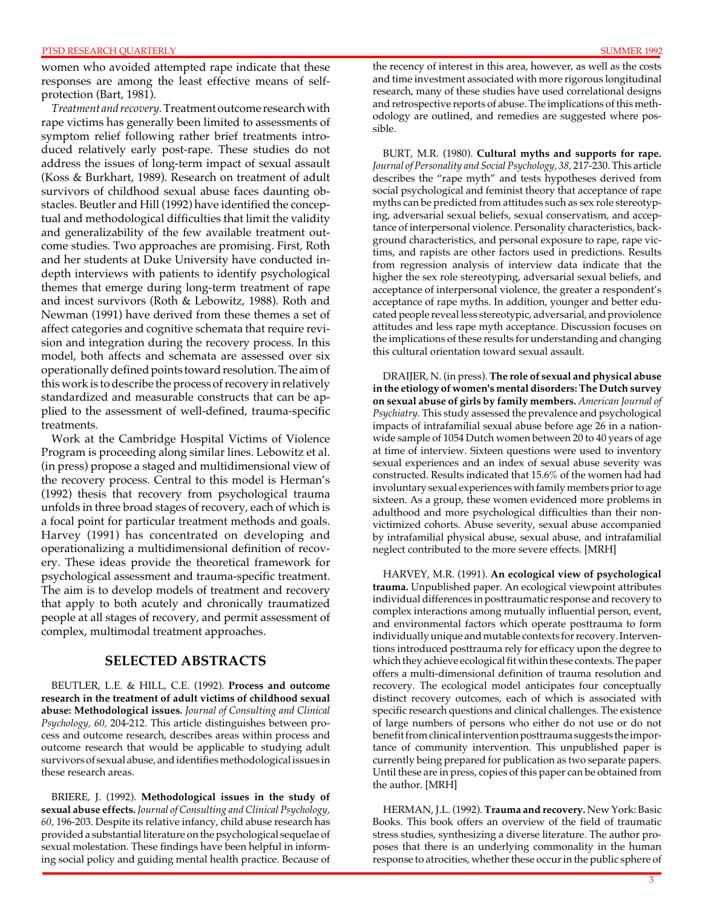women who avoided attempted rape indicate that these responses are among the least effective means of self-protection (Bart, 1981).

*Treatment and recovery.* Treatment outcome research with rape victims has generally been limited to assessments of symptom relief following rather brief treatments introduced relatively early post-rape. These studies do not address the issues of long-term impact of sexual assault (Koss & Burkhart, 1989). Research on treatment of adult survivors of childhood sexual abuse faces daunting obstacles. Beutler and Hill (1992) have identified the conceptual and methodological difficulties that limit the validity and generalizability of the few available treatment outcome studies. Two approaches are promising. First, Roth and her students at Duke University have conducted in-depth interviews with patients to identify psychological themes that emerge during long-term treatment of rape and incest survivors (Roth & Lebowitz, 1988). Roth and Newman (1991) have derived from these themes a set of affect categories and cognitive schemata that require revision and integration during the recovery process. In this model, both affects and schemata are assessed over six operationally defined points toward resolution. The aim of this work is to describe the process of recovery in relatively standardized and measurable constructs that can be applied to the assessment of well-defined, trauma-specific treatments.

Work at the Cambridge Hospital Victims of Violence Program is proceeding along similar lines. Lebowitz et al. (in press) propose a staged and multidimensional view of the recovery process. Central to this model is Herman's (1992) thesis that recovery from psychological trauma unfolds in three broad stages of recovery, each of which is a focal point for particular treatment methods and goals. Harvey (1991) has concentrated on developing and operationalizing a multidimensional definition of recovery. These ideas provide the theoretical framework for psychological assessment and trauma-specific treatment. The aim is to develop models of treatment and recovery that apply to both acutely and chronically traumatized people at all stages of recovery, and permit assessment of complex, multimodal treatment approaches.

## SELECTED ABSTRACTS

BEUTLER, L.E. & HILL, C.E. (1992). **Process and outcome research in the treatment of adult victims of childhood sexual abuse: Methodological issues.** *Journal of Consulting and Clinical Psychology, 60,* 204-212. This article distinguishes between process and outcome research, describes areas within process and outcome research that would be applicable to studying adult survivors of sexual abuse, and identifies methodological issues in these research areas.

BRIERE, J. (1992). **Methodological issues in the study of sexual abuse effects.** *Journal of Consulting and Clinical Psychology, 60,* 196-203. Despite its relative infancy, child abuse research has provided a substantial literature on the psychological sequelae of sexual molestation. These findings have been helpful in informing social policy and guiding mental health practice. Because of the recency of interest in this area, however, as well as the costs and time investment associated with more rigorous longitudinal research, many of these studies have used correlational designs and retrospective reports of abuse. The implications of this methodology are outlined, and remedies are suggested where possible.

BURT, M.R. (1980). **Cultural myths and supports for rape.** *Journal of Personality and Social Psychology, 38,* 217-230. This article describes the "rape myth" and tests hypotheses derived from social psychological and feminist theory that acceptance of rape myths can be predicted from attitudes such as sex role stereotyping, adversarial sexual beliefs, sexual conservatism, and acceptance of interpersonal violence. Personality characteristics, background characteristics, and personal exposure to rape, rape victims, and rapists are other factors used in predictions. Results from regression analysis of interview data indicate that the higher the sex role stereotyping, adversarial sexual beliefs, and acceptance of interpersonal violence, the greater a respondent's acceptance of rape myths. In addition, younger and better educated people reveal less stereotypic, adversarial, and proviolence attitudes and less rape myth acceptance. Discussion focuses on the implications of these results for understanding and changing this cultural orientation toward sexual assault.

DRAIJER, N. (in press). **The role of sexual and physical abuse in the etiology of women's mental disorders: The Dutch survey on sexual abuse of girls by family members.** *American Journal of Psychiatry.* This study assessed the prevalence and psychological impacts of intrafamilial sexual abuse before age 26 in a nationwide sample of 1054 Dutch women between 20 to 40 years of age at time of interview. Sixteen questions were used to inventory sexual experiences and an index of sexual abuse severity was constructed. Results indicated that 15.6% of the women had had involuntary sexual experiences with family members prior to age sixteen. As a group, these women evidenced more problems in adulthood and more psychological difficulties than their non-victimized cohorts. Abuse severity, sexual abuse accompanied by intrafamilial physical abuse, sexual abuse, and intrafamilial neglect contributed to the more severe effects. [MRH]

HARVEY, M.R. (1991). **An ecological view of psychological trauma.** Unpublished paper. An ecological viewpoint attributes individual differences in posttraumatic response and recovery to complex interactions among mutually influential person, event, and environmental factors which operate posttrauma to form individually unique and mutable contexts for recovery. Interventions introduced posttrauma rely for efficacy upon the degree to which they achieve ecological fit within these contexts. The paper offers a multi-dimensional definition of trauma resolution and recovery. The ecological model anticipates four conceptually distinct recovery outcomes, each of which is associated with specific research questions and clinical challenges. The existence of large numbers of persons who either do not use or do not benefit from clinical intervention posttrauma suggests the importance of community intervention. This unpublished paper is currently being prepared for publication as two separate papers. Until these are in press, copies of this paper can be obtained from the author. [MRH]

HERMAN, J.L. (1992). **Trauma and recovery.** New York: Basic Books. This book offers an overview of the field of traumatic stress studies, synthesizing a diverse literature. The author proposes that there is an underlying commonality in the human response to atrocities, whether these occur in the public sphere of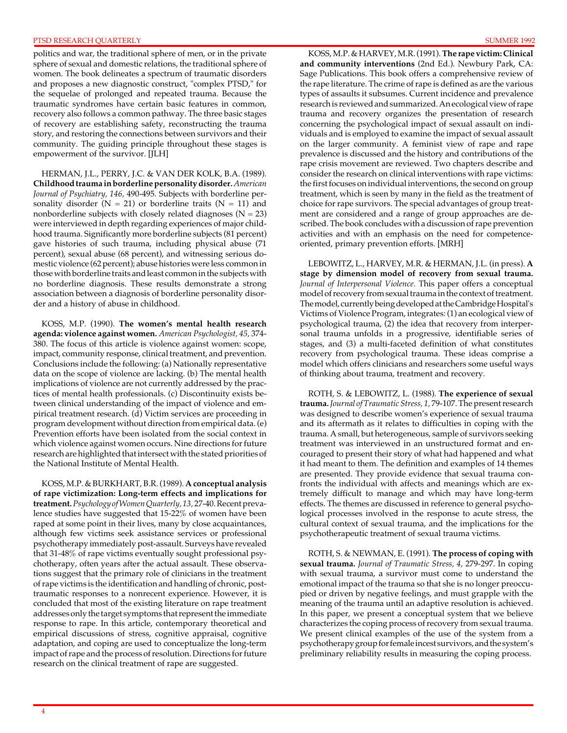politics and war, the traditional sphere of men, or in the private sphere of sexual and domestic relations, the traditional sphere of women. The book delineates a spectrum of traumatic disorders and proposes a new diagnostic construct, "complex PTSD," for the sequelae of prolonged and repeated trauma. Because the traumatic syndromes have certain basic features in common, recovery also follows a common pathway. The three basic stages of recovery are establishing safety, reconstructing the trauma story, and restoring the connections between survivors and their community. The guiding principle throughout these stages is empowerment of the survivor. [JLH]

HERMAN, J.L., PERRY, J.C. & VAN DER KOLK, B.A. (1989). **Childhood trauma in borderline personality disorder.** *American Journal of Psychiatry, 146,* 490-495. Subjects with borderline personality disorder (N = 21) or borderline traits (N = 11) and nonborderline subjects with closely related diagnoses (N = 23) were interviewed in depth regarding experiences of major childhood trauma. Significantly more borderline subjects (81 percent) gave histories of such trauma, including physical abuse (71 percent), sexual abuse (68 percent), and witnessing serious domestic violence (62 percent); abuse histories were less common in those with borderline traits and least common in the subjects with no borderline diagnosis. These results demonstrate a strong association between a diagnosis of borderline personality disorder and a history of abuse in childhood.

KOSS, M.P. (1990). **The women's mental health research agenda: violence against women.** *American Psychologist, 45,* 374-380. The focus of this article is violence against women: scope, impact, community response, clinical treatment, and prevention. Conclusions include the following: (a) Nationally representative data on the scope of violence are lacking. (b) The mental health implications of violence are not currently addressed by the practices of mental health professionals. (c) Discontinuity exists between clinical understanding of the impact of violence and empirical treatment research. (d) Victim services are proceeding in program development without direction from empirical data. (e) Prevention efforts have been isolated from the social context in which violence against women occurs. Nine directions for future research are highlighted that intersect with the stated priorities of the National Institute of Mental Health.

KOSS, M.P. & BURKHART, B.R. (1989). **A conceptual analysis of rape victimization: Long-term effects and implications for treatment.** *Psychology of Women Quarterly, 13,* 27-40. Recent prevalence studies have suggested that 15-22% of women have been raped at some point in their lives, many by close acquaintances, although few victims seek assistance services or professional psychotherapy immediately post-assault. Surveys have revealed that 31-48% of rape victims eventually sought professional psychotherapy, often years after the actual assault. These observations suggest that the primary role of clinicians in the treatment of rape victims is the identification and handling of chronic, post-traumatic responses to a nonrecent experience. However, it is concluded that most of the existing literature on rape treatment addresses only the target symptoms that represent the immediate response to rape. In this article, contemporary theoretical and empirical discussions of stress, cognitive appraisal, cognitive adaptation, and coping are used to conceptualize the long-term impact of rape and the process of resolution. Directions for future research on the clinical treatment of rape are suggested.

KOSS, M.P. & HARVEY, M.R. (1991). **The rape victim: Clinical and community interventions** (2nd Ed.). Newbury Park, CA: Sage Publications. This book offers a comprehensive review of the rape literature. The crime of rape is defined as are the various types of assaults it subsumes. Current incidence and prevalence research is reviewed and summarized. An ecological view of rape trauma and recovery organizes the presentation of research concerning the psychological impact of sexual assault on individuals and is employed to examine the impact of sexual assault on the larger community. A feminist view of rape and rape prevalence is discussed and the history and contributions of the rape crisis movement are reviewed. Two chapters describe and consider the research on clinical interventions with rape victims: the first focuses on individual interventions, the second on group treatment, which is seen by many in the field as the treatment of choice for rape survivors. The special advantages of group treatment are considered and a range of group approaches are described. The book concludes with a discussion of rape prevention activities and with an emphasis on the need for competence-oriented, primary prevention efforts. [MRH]

LEBOWITZ, L., HARVEY, M.R. & HERMAN, J.L. (in press). **A stage by dimension model of recovery from sexual trauma.** *Journal of Interpersonal Violence.* This paper offers a conceptual model of recovery from sexual trauma in the context of treatment. The model, currently being developed at the Cambridge Hospital's Victims of Violence Program, integrates: (1) an ecological view of psychological trauma, (2) the idea that recovery from interpersonal trauma unfolds in a progressive, identifiable series of stages, and (3) a multi-faceted definition of what constitutes recovery from psychological trauma. These ideas comprise a model which offers clinicians and researchers some useful ways of thinking about trauma, treatment and recovery.

ROTH, S. & LEBOWITZ, L. (1988). **The experience of sexual trauma.** *Journal of Traumatic Stress, 1,* 79-107. The present research was designed to describe women's experience of sexual trauma and its aftermath as it relates to difficulties in coping with the trauma. A small, but heterogeneous, sample of survivors seeking treatment was interviewed in an unstructured format and encouraged to present their story of what had happened and what it had meant to them. The definition and examples of 14 themes are presented. They provide evidence that sexual trauma confronts the individual with affects and meanings which are extremely difficult to manage and which may have long-term effects. The themes are discussed in reference to general psychological processes involved in the response to acute stress, the cultural context of sexual trauma, and the implications for the psychotherapeutic treatment of sexual trauma victims.

ROTH, S. & NEWMAN, E. (1991). **The process of coping with sexual trauma.** *Journal of Traumatic Stress, 4,* 279-297. In coping with sexual trauma, a survivor must come to understand the emotional impact of the trauma so that she is no longer preoccupied or driven by negative feelings, and must grapple with the meaning of the trauma until an adaptive resolution is achieved. In this paper, we present a conceptual system that we believe characterizes the coping process of recovery from sexual trauma. We present clinical examples of the use of the system from a psychotherapy group for female incest survivors, and the system's preliminary reliability results in measuring the coping process.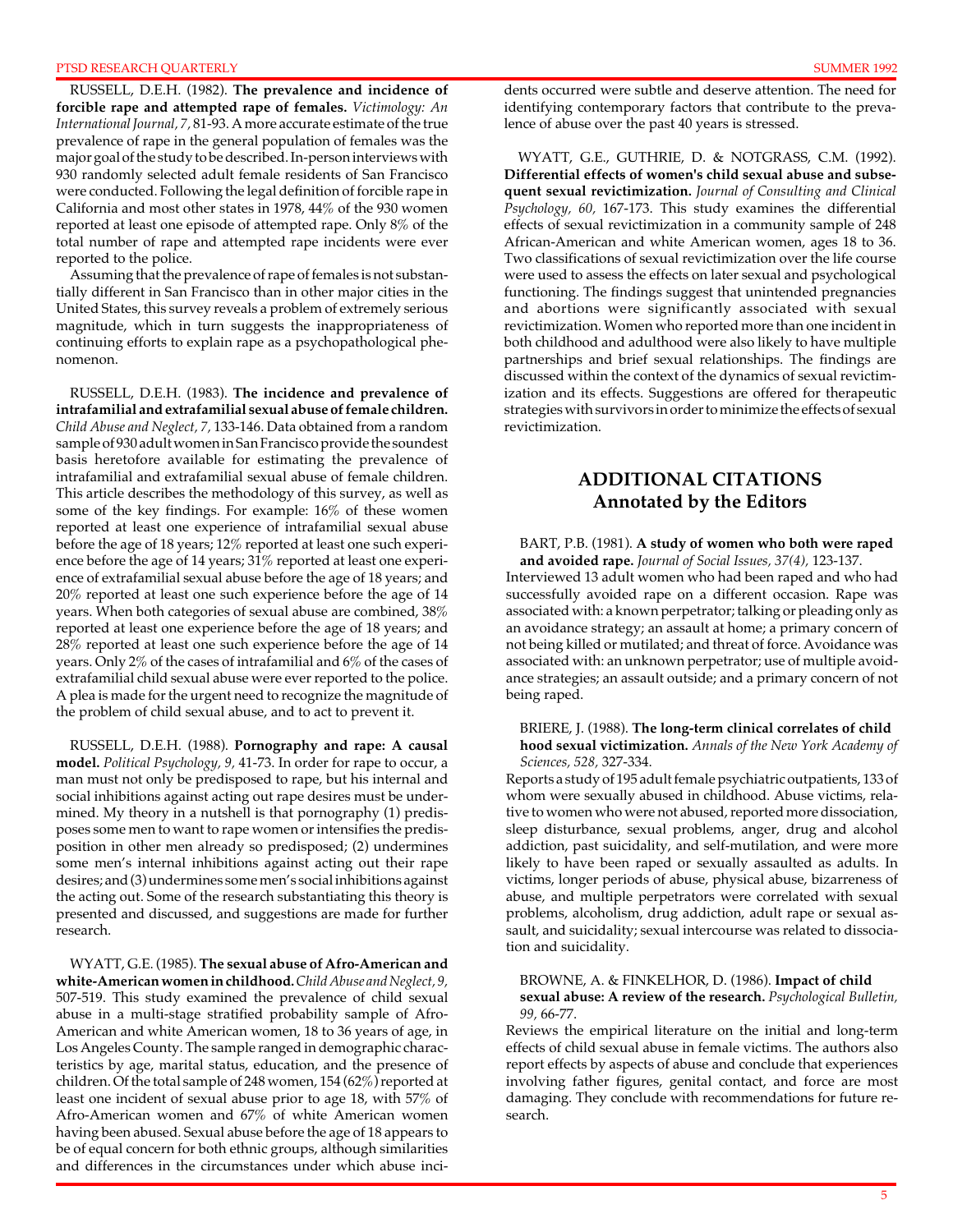RUSSELL, D.E.H. (1982). **The prevalence and incidence of forcible rape and attempted rape of females.** *Victimology: An International Journal, 7*, 81-93. A more accurate estimate of the true prevalence of rape in the general population of females was the major goal of the study to be described. In-person interviews with 930 randomly selected adult female residents of San Francisco were conducted. Following the legal definition of forcible rape in California and most other states in 1978, 44% of the 930 women reported at least one episode of attempted rape. Only 8% of the total number of rape and attempted rape incidents were ever reported to the police.

Assuming that the prevalence of rape of females is not substantially different in San Francisco than in other major cities in the United States, this survey reveals a problem of extremely serious magnitude, which in turn suggests the inappropriateness of continuing efforts to explain rape as a psychopathological phenomenon.

RUSSELL, D.E.H. (1983). **The incidence and prevalence of intrafamilial and extrafamilial sexual abuse of female children.** *Child Abuse and Neglect, 7*, 133-146. Data obtained from a random sample of 930 adult women in San Francisco provide the soundest basis heretofore available for estimating the prevalence of intrafamilial and extrafamilial sexual abuse of female children. This article describes the methodology of this survey, as well as some of the key findings. For example: 16% of these women reported at least one experience of intrafamilial sexual abuse before the age of 18 years; 12% reported at least one such experience before the age of 14 years; 31% reported at least one experience of extrafamilial sexual abuse before the age of 18 years; and 20% reported at least one such experience before the age of 14 years. When both categories of sexual abuse are combined, 38% reported at least one experience before the age of 18 years; and 28% reported at least one such experience before the age of 14 years. Only 2% of the cases of intrafamilial and 6% of the cases of extrafamilial child sexual abuse were ever reported to the police. A plea is made for the urgent need to recognize the magnitude of the problem of child sexual abuse, and to act to prevent it.

RUSSELL, D.E.H. (1988). **Pornography and rape: A causal model.** *Political Psychology, 9*, 41-73. In order for rape to occur, a man must not only be predisposed to rape, but his internal and social inhibitions against acting out rape desires must be undermined. My theory in a nutshell is that pornography (1) predisposes some men to want to rape women or intensifies the predisposition in other men already so predisposed; (2) undermines some men's internal inhibitions against acting out their rape desires; and (3) undermines some men's social inhibitions against the acting out. Some of the research substantiating this theory is presented and discussed, and suggestions are made for further research.

WYATT, G.E. (1985). **The sexual abuse of Afro-American and white-American women in childhood.** *Child Abuse and Neglect, 9*, 507-519. This study examined the prevalence of child sexual abuse in a multi-stage stratified probability sample of Afro-American and white American women, 18 to 36 years of age, in Los Angeles County. The sample ranged in demographic characteristics by age, marital status, education, and the presence of children. Of the total sample of 248 women, 154 (62%) reported at least one incident of sexual abuse prior to age 18, with 57% of Afro-American women and 67% of white American women having been abused. Sexual abuse before the age of 18 appears to be of equal concern for both ethnic groups, although similarities and differences in the circumstances under which abuse incidents occurred were subtle and deserve attention. The need for identifying contemporary factors that contribute to the prevalence of abuse over the past 40 years is stressed.

WYATT, G.E., GUTHRIE, D. & NOTGRASS, C.M. (1992). **Differential effects of women's child sexual abuse and subsequent sexual revictimization.** *Journal of Consulting and Clinical Psychology, 60*, 167-173. This study examines the differential effects of sexual revictimization in a community sample of 248 African-American and white American women, ages 18 to 36. Two classifications of sexual revictimization over the life course were used to assess the effects on later sexual and psychological functioning. The findings suggest that unintended pregnancies and abortions were significantly associated with sexual revictimization. Women who reported more than one incident in both childhood and adulthood were also likely to have multiple partnerships and brief sexual relationships. The findings are discussed within the context of the dynamics of sexual revictimization and its effects. Suggestions are offered for therapeutic strategies with survivors in order to minimize the effects of sexual revictimization.

## ADDITIONAL CITATIONS
## Annotated by the Editors

BART, P.B. (1981). **A study of women who both were raped and avoided rape.** *Journal of Social Issues, 37(4)*, 123-137.
Interviewed 13 adult women who had been raped and who had successfully avoided rape on a different occasion. Rape was associated with: a known perpetrator; talking or pleading only as an avoidance strategy; an assault at home; a primary concern of not being killed or mutilated; and threat of force. Avoidance was associated with: an unknown perpetrator; use of multiple avoidance strategies; an assault outside; and a primary concern of not being raped.

BRIERE, J. (1988). **The long-term clinical correlates of childhood sexual victimization.** *Annals of the New York Academy of Sciences, 528*, 327-334.
Reports a study of 195 adult female psychiatric outpatients, 133 of whom were sexually abused in childhood. Abuse victims, relative to women who were not abused, reported more dissociation, sleep disturbance, sexual problems, anger, drug and alcohol addiction, past suicidality, and self-mutilation, and were more likely to have been raped or sexually assaulted as adults. In victims, longer periods of abuse, physical abuse, bizarreness of abuse, and multiple perpetrators were correlated with sexual problems, alcoholism, drug addiction, adult rape or sexual assault, and suicidality; sexual intercourse was related to dissociation and suicidality.

BROWNE, A. & FINKELHOR, D. (1986). **Impact of child sexual abuse: A review of the research.** *Psychological Bulletin, 99*, 66-77.
Reviews the empirical literature on the initial and long-term effects of child sexual abuse in female victims. The authors also report effects by aspects of abuse and conclude that experiences involving father figures, genital contact, and force are most damaging. They conclude with recommendations for future research.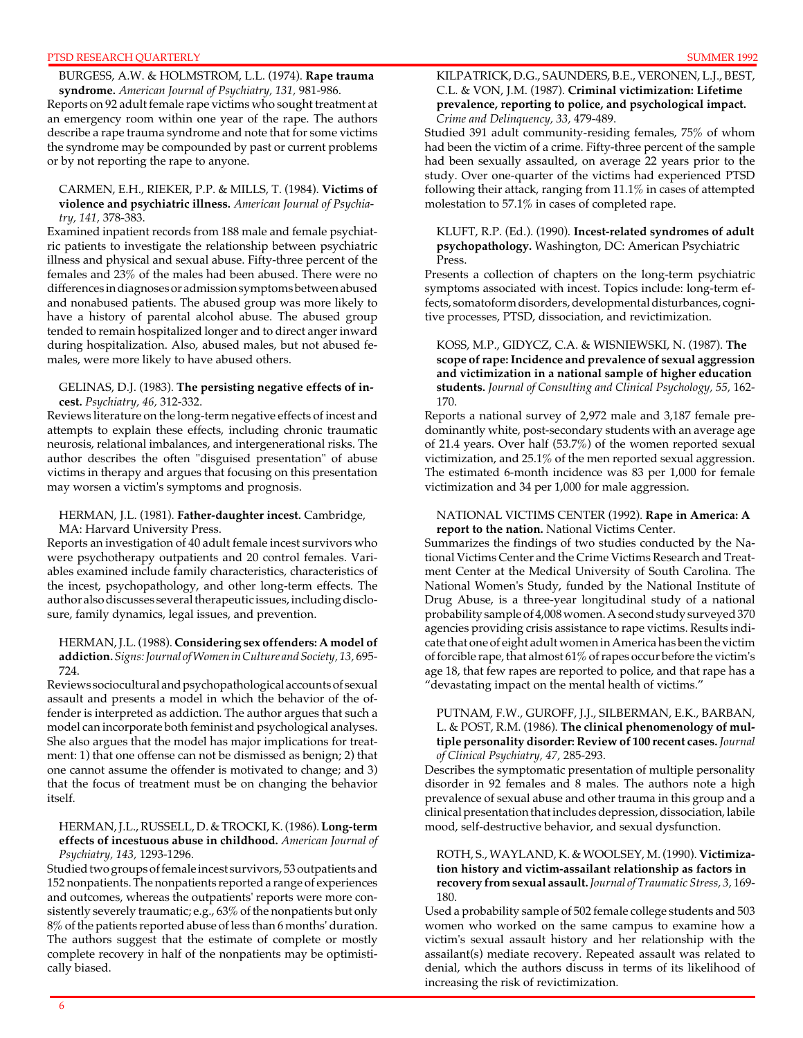BURGESS, A.W. & HOLMSTROM, L.L. (1974). **Rape trauma syndrome.** *American Journal of Psychiatry, 131,* 981-986.

Reports on 92 adult female rape victims who sought treatment at an emergency room within one year of the rape. The authors describe a rape trauma syndrome and note that for some victims the syndrome may be compounded by past or current problems or by not reporting the rape to anyone.

CARMEN, E.H., RIEKER, P.P. & MILLS, T. (1984). **Victims of violence and psychiatric illness.** *American Journal of Psychiatry, 141,* 378-383.

Examined inpatient records from 188 male and female psychiatric patients to investigate the relationship between psychiatric illness and physical and sexual abuse. Fifty-three percent of the females and 23% of the males had been abused. There were no differences in diagnoses or admission symptoms between abused and nonabused patients. The abused group was more likely to have a history of parental alcohol abuse. The abused group tended to remain hospitalized longer and to direct anger inward during hospitalization. Also, abused males, but not abused females, were more likely to have abused others.

GELINAS, D.J. (1983). **The persisting negative effects of incest.** *Psychiatry, 46,* 312-332.

Reviews literature on the long-term negative effects of incest and attempts to explain these effects, including chronic traumatic neurosis, relational imbalances, and intergenerational risks. The author describes the often "disguised presentation" of abuse victims in therapy and argues that focusing on this presentation may worsen a victim's symptoms and prognosis.

HERMAN, J.L. (1981). **Father-daughter incest.** Cambridge, MA: Harvard University Press.

Reports an investigation of 40 adult female incest survivors who were psychotherapy outpatients and 20 control females. Variables examined include family characteristics, characteristics of the incest, psychopathology, and other long-term effects. The author also discusses several therapeutic issues, including disclosure, family dynamics, legal issues, and prevention.

HERMAN, J.L. (1988). **Considering sex offenders: A model of addiction.** *Signs: Journal of Women in Culture and Society, 13,* 695-724.

Reviews sociocultural and psychopathological accounts of sexual assault and presents a model in which the behavior of the offender is interpreted as addiction. The author argues that such a model can incorporate both feminist and psychological analyses. She also argues that the model has major implications for treatment: 1) that one offense can not be dismissed as benign; 2) that one cannot assume the offender is motivated to change; and 3) that the focus of treatment must be on changing the behavior itself.

HERMAN, J.L., RUSSELL, D. & TROCKI, K. (1986). **Long-term effects of incestuous abuse in childhood.** *American Journal of Psychiatry, 143,* 1293-1296.

Studied two groups of female incest survivors, 53 outpatients and 152 nonpatients. The nonpatients reported a range of experiences and outcomes, whereas the outpatients' reports were more consistently severely traumatic; e.g., 63% of the nonpatients but only 8% of the patients reported abuse of less than 6 months' duration. The authors suggest that the estimate of complete or mostly complete recovery in half of the nonpatients may be optimistically biased.

KILPATRICK, D.G., SAUNDERS, B.E., VERONEN, L.J., BEST, C.L. & VON, J.M. (1987). **Criminal victimization: Lifetime prevalence, reporting to police, and psychological impact.** *Crime and Delinquency, 33,* 479-489.

Studied 391 adult community-residing females, 75% of whom had been the victim of a crime. Fifty-three percent of the sample had been sexually assaulted, on average 22 years prior to the study. Over one-quarter of the victims had experienced PTSD following their attack, ranging from 11.1% in cases of attempted molestation to 57.1% in cases of completed rape.

KLUFT, R.P. (Ed.). (1990). **Incest-related syndromes of adult psychopathology.** Washington, DC: American Psychiatric Press.

Presents a collection of chapters on the long-term psychiatric symptoms associated with incest. Topics include: long-term effects, somatoform disorders, developmental disturbances, cognitive processes, PTSD, dissociation, and revictimization.

KOSS, M.P., GIDYCZ, C.A. & WISNIEWSKI, N. (1987). **The scope of rape: Incidence and prevalence of sexual aggression and victimization in a national sample of higher education students.** *Journal of Consulting and Clinical Psychology, 55,* 162-170.

Reports a national survey of 2,972 male and 3,187 female predominantly white, post-secondary students with an average age of 21.4 years. Over half (53.7%) of the women reported sexual victimization, and 25.1% of the men reported sexual aggression. The estimated 6-month incidence was 83 per 1,000 for female victimization and 34 per 1,000 for male aggression.

NATIONAL VICTIMS CENTER (1992). **Rape in America: A report to the nation.** National Victims Center.

Summarizes the findings of two studies conducted by the National Victims Center and the Crime Victims Research and Treatment Center at the Medical University of South Carolina. The National Women's Study, funded by the National Institute of Drug Abuse, is a three-year longitudinal study of a national probability sample of 4,008 women. A second study surveyed 370 agencies providing crisis assistance to rape victims. Results indicate that one of eight adult women in America has been the victim of forcible rape, that almost 61% of rapes occur before the victim's age 18, that few rapes are reported to police, and that rape has a "devastating impact on the mental health of victims."

PUTNAM, F.W., GUROFF, J.J., SILBERMAN, E.K., BARBAN, L. & POST, R.M. (1986). **The clinical phenomenology of multiple personality disorder: Review of 100 recent cases.** *Journal of Clinical Psychiatry, 47,* 285-293.

Describes the symptomatic presentation of multiple personality disorder in 92 females and 8 males. The authors note a high prevalence of sexual abuse and other trauma in this group and a clinical presentation that includes depression, dissociation, labile mood, self-destructive behavior, and sexual dysfunction.

ROTH, S., WAYLAND, K. & WOOLSEY, M. (1990). **Victimization history and victim-assailant relationship as factors in recovery from sexual assault.** *Journal of Traumatic Stress, 3,* 169-180.

Used a probability sample of 502 female college students and 503 women who worked on the same campus to examine how a victim's sexual assault history and her relationship with the assailant(s) mediate recovery. Repeated assault was related to denial, which the authors discuss in terms of its likelihood of increasing the risk of revictimization.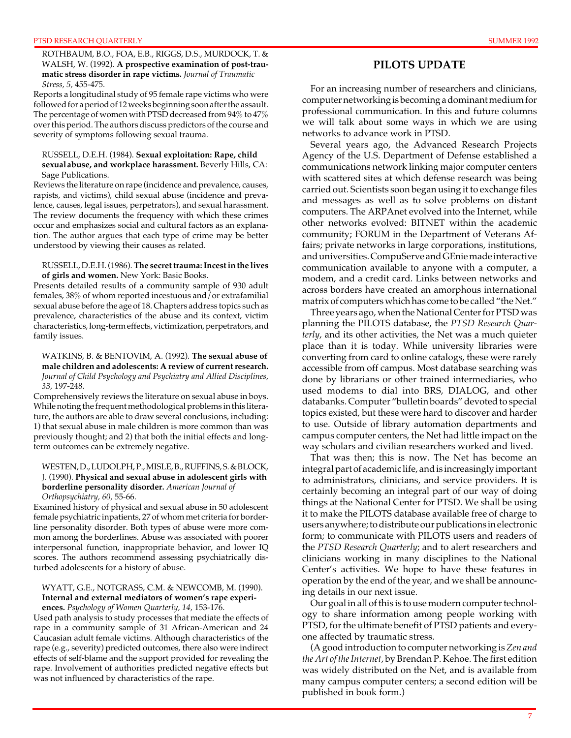ROTHBAUM, B.O., FOA, E.B., RIGGS, D.S., MURDOCK, T. & WALSH, W. (1992). **A prospective examination of post-traumatic stress disorder in rape victims.** *Journal of Traumatic Stress, 5,* 455-475.

Reports a longitudinal study of 95 female rape victims who were followed for a period of 12 weeks beginning soon after the assault. The percentage of women with PTSD decreased from 94% to 47% over this period. The authors discuss predictors of the course and severity of symptoms following sexual trauma.

RUSSELL, D.E.H. (1984). **Sexual exploitation: Rape, child sexual abuse, and workplace harassment.** Beverly Hills, CA: Sage Publications.

Reviews the literature on rape (incidence and prevalence, causes, rapists, and victims), child sexual abuse (incidence and prevalence, causes, legal issues, perpetrators), and sexual harassment. The review documents the frequency with which these crimes occur and emphasizes social and cultural factors as an explanation. The author argues that each type of crime may be better understood by viewing their causes as related.

RUSSELL, D.E.H. (1986). **The secret trauma: Incest in the lives of girls and women.** New York: Basic Books.

Presents detailed results of a community sample of 930 adult females, 38% of whom reported incestuous and/or extrafamilial sexual abuse before the age of 18. Chapters address topics such as prevalence, characteristics of the abuse and its context, victim characteristics, long-term effects, victimization, perpetrators, and family issues.

WATKINS, B. & BENTOVIM, A. (1992). **The sexual abuse of male children and adolescents: A review of current research.** *Journal of Child Psychology and Psychiatry and Allied Disciplines, 33,* 197-248.

Comprehensively reviews the literature on sexual abuse in boys. While noting the frequent methodological problems in this literature, the authors are able to draw several conclusions, including: 1) that sexual abuse in male children is more common than was previously thought; and 2) that both the initial effects and long-term outcomes can be extremely negative.

WESTEN, D., LUDOLPH, P., MISLE, B., RUFFINS, S. & BLOCK, J. (1990). **Physical and sexual abuse in adolescent girls with borderline personality disorder.** *American Journal of Orthopsychiatry, 60,* 55-66.

Examined history of physical and sexual abuse in 50 adolescent female psychiatric inpatients, 27 of whom met criteria for borderline personality disorder. Both types of abuse were more common among the borderlines. Abuse was associated with poorer interpersonal function, inappropriate behavior, and lower IQ scores. The authors recommend assessing psychiatrically disturbed adolescents for a history of abuse.

WYATT, G.E., NOTGRASS, C.M. & NEWCOMB, M. (1990). **Internal and external mediators of women's rape experiences.** *Psychology of Women Quarterly, 14,* 153-176.

Used path analysis to study processes that mediate the effects of rape in a community sample of 31 African-American and 24 Caucasian adult female victims. Although characteristics of the rape (e.g., severity) predicted outcomes, there also were indirect effects of self-blame and the support provided for revealing the rape. Involvement of authorities predicted negative effects but was not influenced by characteristics of the rape.

## PILOTS UPDATE

For an increasing number of researchers and clinicians, computer networking is becoming a dominant medium for professional communication. In this and future columns we will talk about some ways in which we are using networks to advance work in PTSD.

Several years ago, the Advanced Research Projects Agency of the U.S. Department of Defense established a communications network linking major computer centers with scattered sites at which defense research was being carried out. Scientists soon began using it to exchange files and messages as well as to solve problems on distant computers. The ARPAnet evolved into the Internet, while other networks evolved: BITNET within the academic community; FORUM in the Department of Veterans Affairs; private networks in large corporations, institutions, and universities. CompuServe and GEnie made interactive communication available to anyone with a computer, a modem, and a credit card. Links between networks and across borders have created an amorphous international matrix of computers which has come to be called "the Net."

Three years ago, when the National Center for PTSD was planning the PILOTS database, the *PTSD Research Quarterly*, and its other activities, the Net was a much quieter place than it is today. While university libraries were converting from card to online catalogs, these were rarely accessible from off campus. Most database searching was done by librarians or other trained intermediaries, who used modems to dial into BRS, DIALOG, and other databanks. Computer "bulletin boards" devoted to special topics existed, but these were hard to discover and harder to use. Outside of library automation departments and campus computer centers, the Net had little impact on the way scholars and civilian researchers worked and lived.

That was then; this is now. The Net has become an integral part of academic life, and is increasingly important to administrators, clinicians, and service providers. It is certainly becoming an integral part of our way of doing things at the National Center for PTSD. We shall be using it to make the PILOTS database available free of charge to users anywhere; to distribute our publications in electronic form; to communicate with PILOTS users and readers of the *PTSD Research Quarterly*; and to alert researchers and clinicians working in many disciplines to the National Center's activities. We hope to have these features in operation by the end of the year, and we shall be announcing details in our next issue.

Our goal in all of this is to use modern computer technology to share information among people working with PTSD, for the ultimate benefit of PTSD patients and everyone affected by traumatic stress.

(A good introduction to computer networking is *Zen and the Art of the Internet*, by Brendan P. Kehoe. The first edition was widely distributed on the Net, and is available from many campus computer centers; a second edition will be published in book form.)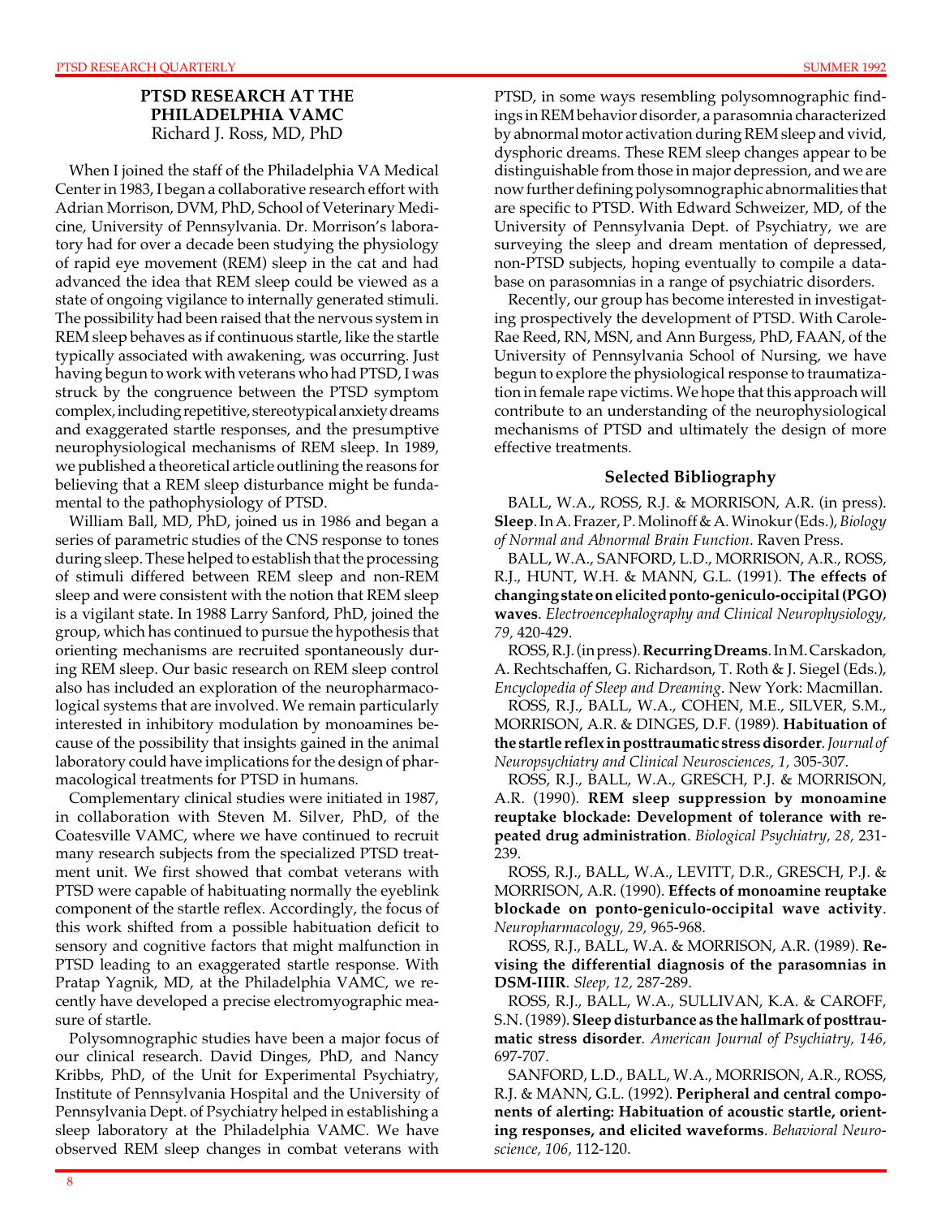## PTSD RESEARCH AT THE PHILADELPHIA VAMC

Richard J. Ross, MD, PhD

When I joined the staff of the Philadelphia VA Medical Center in 1983, I began a collaborative research effort with Adrian Morrison, DVM, PhD, School of Veterinary Medicine, University of Pennsylvania. Dr. Morrison's laboratory had for over a decade been studying the physiology of rapid eye movement (REM) sleep in the cat and had advanced the idea that REM sleep could be viewed as a state of ongoing vigilance to internally generated stimuli. The possibility had been raised that the nervous system in REM sleep behaves as if continuous startle, like the startle typically associated with awakening, was occurring. Just having begun to work with veterans who had PTSD, I was struck by the congruence between the PTSD symptom complex, including repetitive, stereotypical anxiety dreams and exaggerated startle responses, and the presumptive neurophysiological mechanisms of REM sleep. In 1989, we published a theoretical article outlining the reasons for believing that a REM sleep disturbance might be fundamental to the pathophysiology of PTSD.

William Ball, MD, PhD, joined us in 1986 and began a series of parametric studies of the CNS response to tones during sleep. These helped to establish that the processing of stimuli differed between REM sleep and non-REM sleep and were consistent with the notion that REM sleep is a vigilant state. In 1988 Larry Sanford, PhD, joined the group, which has continued to pursue the hypothesis that orienting mechanisms are recruited spontaneously during REM sleep. Our basic research on REM sleep control also has included an exploration of the neuropharmacological systems that are involved. We remain particularly interested in inhibitory modulation by monoamines because of the possibility that insights gained in the animal laboratory could have implications for the design of pharmacological treatments for PTSD in humans.

Complementary clinical studies were initiated in 1987, in collaboration with Steven M. Silver, PhD, of the Coatesville VAMC, where we have continued to recruit many research subjects from the specialized PTSD treatment unit. We first showed that combat veterans with PTSD were capable of habituating normally the eyeblink component of the startle reflex. Accordingly, the focus of this work shifted from a possible habituation deficit to sensory and cognitive factors that might malfunction in PTSD leading to an exaggerated startle response. With Pratap Yagnik, MD, at the Philadelphia VAMC, we recently have developed a precise electromyographic measure of startle.

Polysomnographic studies have been a major focus of our clinical research. David Dinges, PhD, and Nancy Kribbs, PhD, of the Unit for Experimental Psychiatry, Institute of Pennsylvania Hospital and the University of Pennsylvania Dept. of Psychiatry helped in establishing a sleep laboratory at the Philadelphia VAMC. We have observed REM sleep changes in combat veterans with PTSD, in some ways resembling polysomnographic findings in REM behavior disorder, a parasomnia characterized by abnormal motor activation during REM sleep and vivid, dysphoric dreams. These REM sleep changes appear to be distinguishable from those in major depression, and we are now further defining polysomnographic abnormalities that are specific to PTSD. With Edward Schweizer, MD, of the University of Pennsylvania Dept. of Psychiatry, we are surveying the sleep and dream mentation of depressed, non-PTSD subjects, hoping eventually to compile a database on parasomnias in a range of psychiatric disorders.

Recently, our group has become interested in investigating prospectively the development of PTSD. With Carole-Rae Reed, RN, MSN, and Ann Burgess, PhD, FAAN, of the University of Pennsylvania School of Nursing, we have begun to explore the physiological response to traumatization in female rape victims. We hope that this approach will contribute to an understanding of the neurophysiological mechanisms of PTSD and ultimately the design of more effective treatments.

### Selected Bibliography

BALL, W.A., ROSS, R.J. & MORRISON, A.R. (in press). **Sleep**. In A. Frazer, P. Molinoff & A. Winokur (Eds.), *Biology of Normal and Abnormal Brain Function*. Raven Press.

BALL, W.A., SANFORD, L.D., MORRISON, A.R., ROSS, R.J., HUNT, W.H. & MANN, G.L. (1991). **The effects of changing state on elicited ponto-geniculo-occipital (PGO) waves**. *Electroencephalography and Clinical Neurophysiology, 79*, 420-429.

ROSS, R.J. (in press). **Recurring Dreams**. In M. Carskadon, A. Rechtschaffen, G. Richardson, T. Roth & J. Siegel (Eds.), *Encyclopedia of Sleep and Dreaming*. New York: Macmillan.

ROSS, R.J., BALL, W.A., COHEN, M.E., SILVER, S.M., MORRISON, A.R. & DINGES, D.F. (1989). **Habituation of the startle reflex in posttraumatic stress disorder**. *Journal of Neuropsychiatry and Clinical Neurosciences, 1*, 305-307.

ROSS, R.J., BALL, W.A., GRESCH, P.J. & MORRISON, A.R. (1990). **REM sleep suppression by monoamine reuptake blockade: Development of tolerance with repeated drug administration**. *Biological Psychiatry, 28*, 231-239.

ROSS, R.J., BALL, W.A., LEVITT, D.R., GRESCH, P.J. & MORRISON, A.R. (1990). **Effects of monoamine reuptake blockade on ponto-geniculo-occipital wave activity**. *Neuropharmacology, 29*, 965-968.

ROSS, R.J., BALL, W.A. & MORRISON, A.R. (1989). **Revising the differential diagnosis of the parasomnias in DSM-IIIR**. *Sleep, 12*, 287-289.

ROSS, R.J., BALL, W.A., SULLIVAN, K.A. & CAROFF, S.N. (1989). **Sleep disturbance as the hallmark of posttraumatic stress disorder**. *American Journal of Psychiatry, 146*, 697-707.

SANFORD, L.D., BALL, W.A., MORRISON, A.R., ROSS, R.J. & MANN, G.L. (1992). **Peripheral and central components of alerting: Habituation of acoustic startle, orienting responses, and elicited waveforms**. *Behavioral Neuroscience, 106*, 112-120.